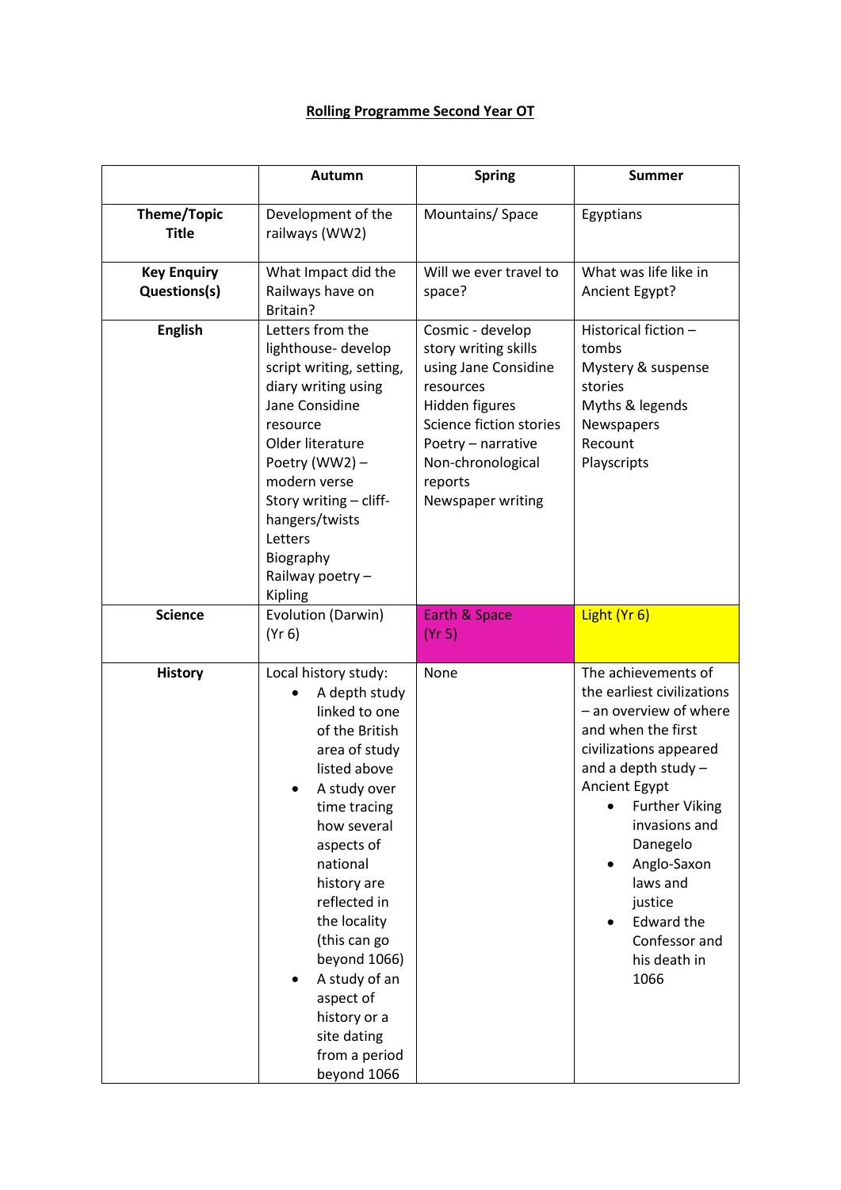# Rolling Programme Second Year OT

| | Autumn | Spring | Summer |
|---|---|---|---|
| **Theme/Topic Title** | Development of the railways (WW2) | Mountains/ Space | Egyptians |
| **Key Enquiry Questions(s)** | What Impact did the Railways have on Britain? | Will we ever travel to space? | What was life like in Ancient Egypt? |
| **English** | Letters from the lighthouse- develop script writing, setting, diary writing using Jane Considine resource<br>Older literature<br>Poetry (WW2) – modern verse<br>Story writing – cliff-hangers/twists<br>Letters<br>Biography<br>Railway poetry – Kipling | Cosmic - develop story writing skills using Jane Considine resources<br>Hidden figures<br>Science fiction stories<br>Poetry – narrative<br>Non-chronological reports<br>Newspaper writing | Historical fiction – tombs<br>Mystery & suspense stories<br>Myths & legends<br>Newspapers<br>Recount<br>Playscripts |
| **Science** | Evolution (Darwin) (Yr 6) | Earth & Space (Yr 5) | Light (Yr 6) |
| **History** | Local history study:<br>• A depth study linked to one of the British area of study listed above<br>• A study over time tracing how several aspects of national history are reflected in the locality (this can go beyond 1066)<br>• A study of an aspect of history or a site dating from a period beyond 1066 | None | The achievements of the earliest civilizations – an overview of where and when the first civilizations appeared and a depth study – Ancient Egypt<br>• Further Viking invasions and Danegelo<br>• Anglo-Saxon laws and justice<br>• Edward the Confessor and his death in 1066 |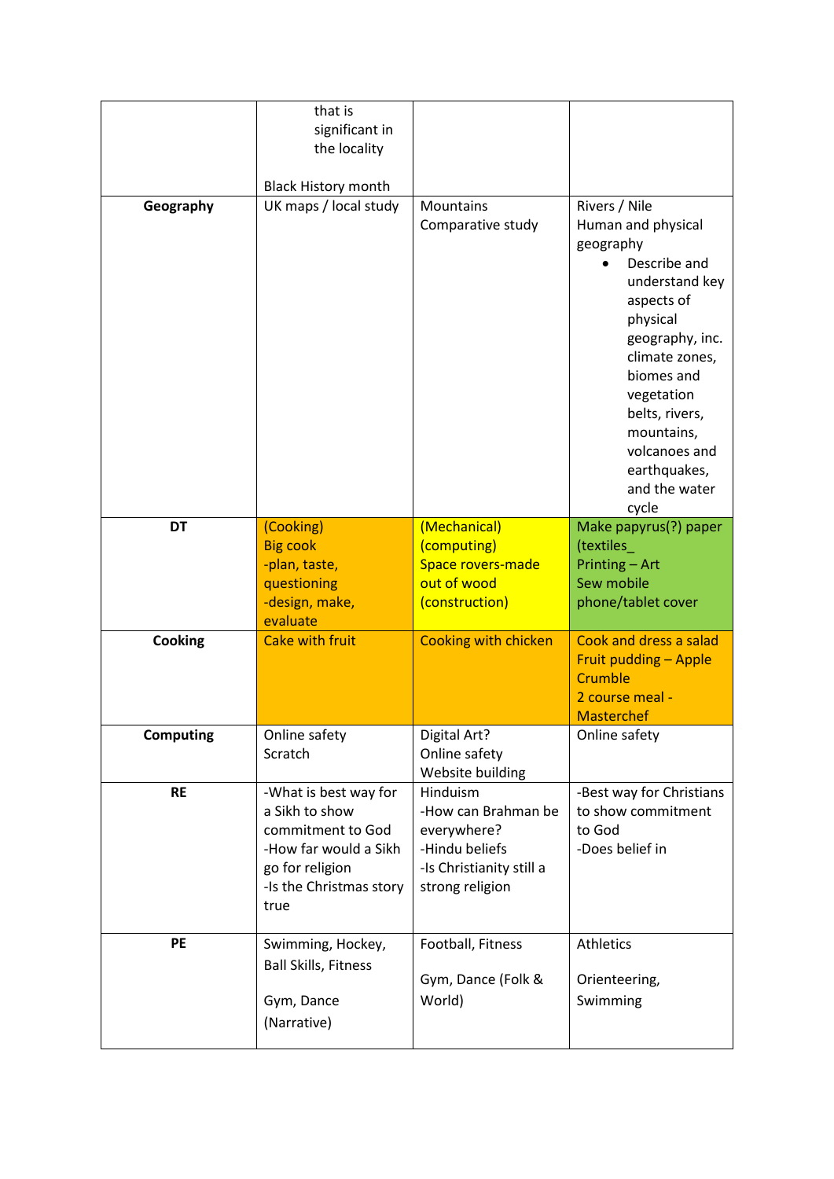| | | | |
|---|---|---|---|
| | that is significant in the locality<br><br>Black History month | | |
| **Geography** | UK maps / local study | Mountains<br>Comparative study | Rivers / Nile<br>Human and physical geography<br>• Describe and understand key aspects of physical geography, inc. climate zones, biomes and vegetation belts, rivers, mountains, volcanoes and earthquakes, and the water cycle |
| **DT** | (Cooking)<br>Big cook<br>-plan, taste, questioning<br>-design, make, evaluate | (Mechanical)<br>(computing)<br>Space rovers-made out of wood<br>(construction) | Make papyrus(?) paper<br>(textiles_<br>Printing – Art<br>Sew mobile phone/tablet cover |
| **Cooking** | Cake with fruit | Cooking with chicken | Cook and dress a salad<br>Fruit pudding – Apple Crumble<br>2 course meal - Masterchef |
| **Computing** | Online safety<br>Scratch | Digital Art?<br>Online safety<br>Website building | Online safety |
| **RE** | -What is best way for a Sikh to show commitment to God<br>-How far would a Sikh go for religion<br>-Is the Christmas story true | Hinduism<br>-How can Brahman be everywhere?<br>-Hindu beliefs<br>-Is Christianity still a strong religion | -Best way for Christians to show commitment to God<br>-Does belief in |
| **PE** | Swimming, Hockey, Ball Skills, Fitness<br><br>Gym, Dance (Narrative) | Football, Fitness<br><br>Gym, Dance (Folk & World) | Athletics<br><br>Orienteering, Swimming |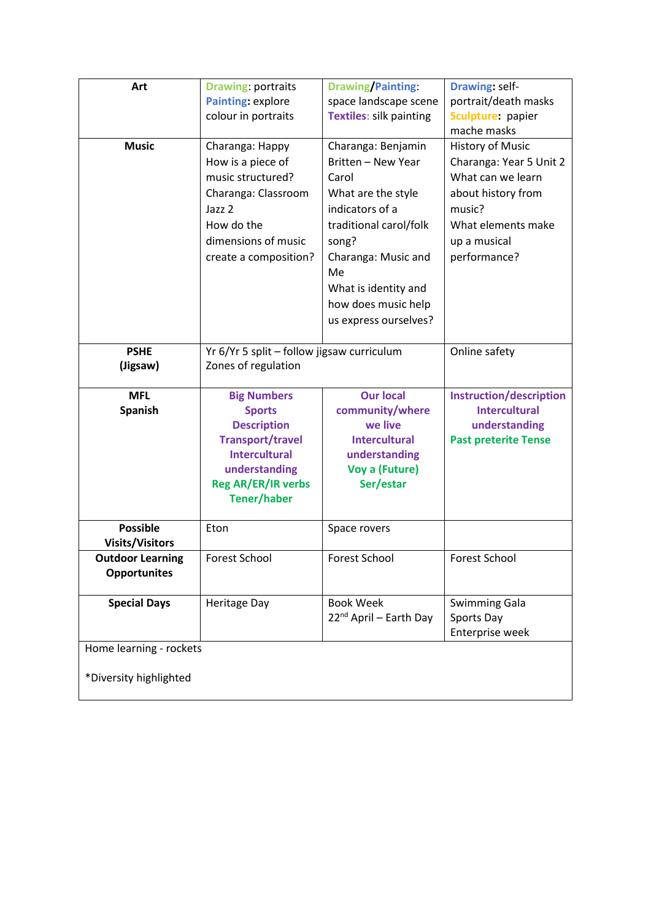| | | | |
|---|---|---|---|
| **Art** | **Drawing**: portraits<br>**Painting:** explore colour in portraits | **Drawing/Painting**: space landscape scene<br>**Textiles**: silk painting | **Drawing**: self-portrait/death masks<br>**Sculpture**: papier mache masks |
| **Music** | Charanga: Happy<br>How is a piece of music structured?<br>Charanga: Classroom Jazz 2<br>How do the dimensions of music create a composition? | Charanga: Benjamin Britten – New Year Carol<br>What are the style indicators of a traditional carol/folk song?<br>Charanga: Music and Me<br>What is identity and how does music help us express ourselves? | History of Music<br>Charanga: Year 5 Unit 2<br>What can we learn about history from music?<br>What elements make up a musical performance? |
| **PSHE (Jigsaw)** | Yr 6/Yr 5 split – follow jigsaw curriculum<br>Zones of regulation | | Online safety |
| **MFL Spanish** | **Big Numbers**<br>**Sports**<br>**Description**<br>**Transport/travel**<br>**Intercultural understanding**<br>**Reg AR/ER/IR verbs**<br>**Tener/haber** | **Our local community/where we live**<br>**Intercultural understanding**<br>**Voy a (Future)**<br>**Ser/estar** | **Instruction/description**<br>**Intercultural understanding**<br>**Past preterite Tense** |
| **Possible Visits/Visitors** | Eton | Space rovers | |
| **Outdoor Learning Opportunites** | Forest School | Forest School | Forest School |
| **Special Days** | Heritage Day | Book Week<br>22nd April – Earth Day | Swimming Gala<br>Sports Day<br>Enterprise week |

Home learning - rockets

*Diversity highlighted